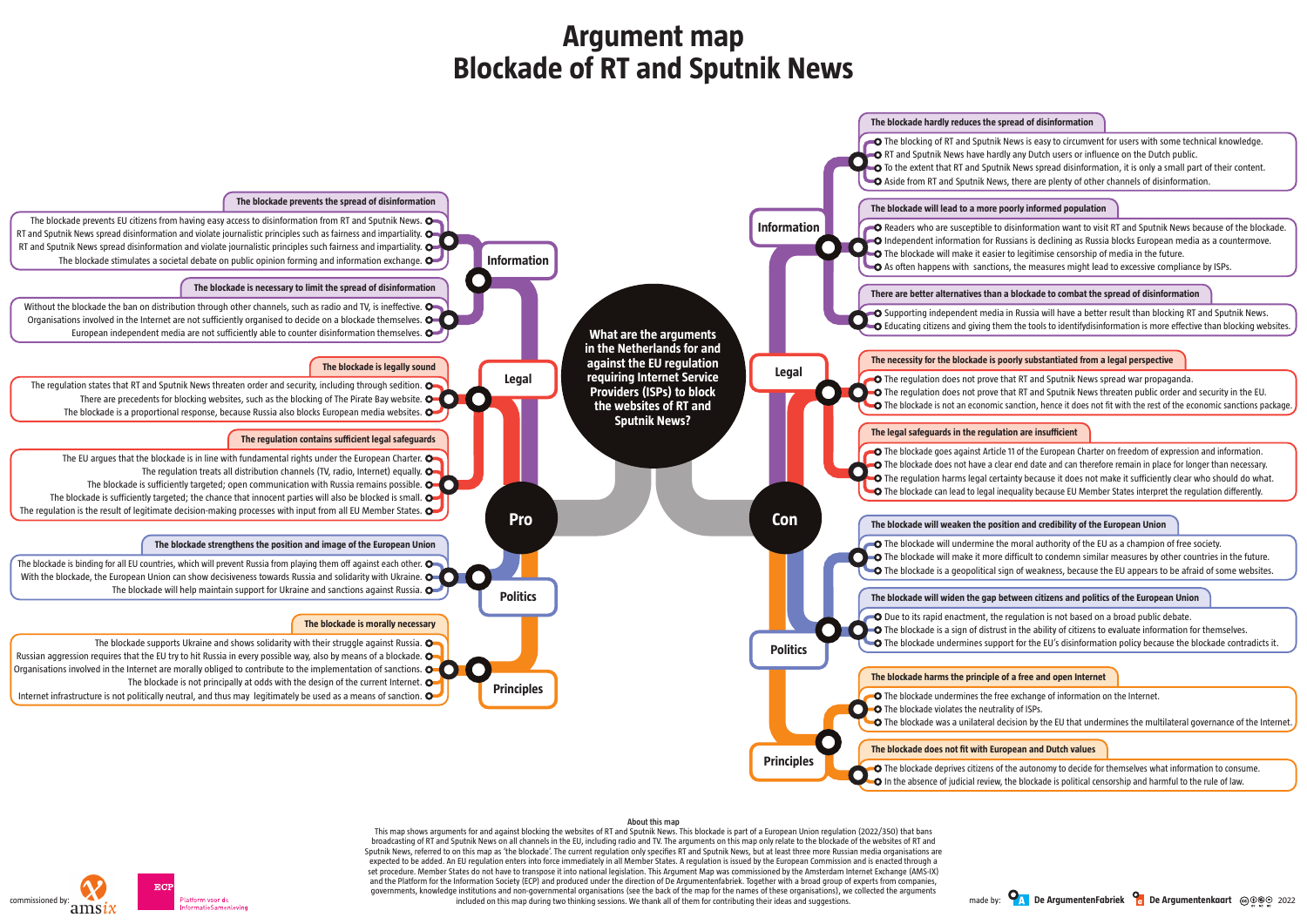# Argument map
# Blockade of RT and Sputnik News

**What are the arguments in the Netherlands for and against the EU regulation requiring Internet Service Providers (ISPs) to block the websites of RT and Sputnik News?**

## Pro

### Information

#### The blockade prevents the spread of disinformation
- The blockade prevents EU citizens from having easy access to disinformation from RT and Sputnik News.
- RT and Sputnik News spread disinformation and violate journalistic principles such as fairness and impartiality.
- RT and Sputnik News spread disinformation and violate journalistic principles such as fairness and impartiality.
- The blockade stimulates a societal debate on public opinion forming and information exchange.

#### The blockade is necessary to limit the spread of disinformation
- Without the blockade the ban on distribution through other channels, such as radio and TV, is ineffective.
- Organisations involved in the Internet are not sufficiently organised to decide on a blockade themselves.
- European independent media are not sufficiently able to counter disinformation themselves.

### Legal

#### The blockade is legally sound
- The regulation states that RT and Sputnik News threaten order and security, including through sedition.
- There are precedents for blocking websites, such as the blocking of The Pirate Bay website.
- The blockade is a proportional response, because Russia also blocks European media websites.

#### The regulation contains sufficient legal safeguards
- The EU argues that the blockade is in line with fundamental rights under the European Charter.
- The regulation treats all distribution channels (TV, radio, Internet) equally.
- The blockade is sufficiently targeted; open communication with Russia remains possible.
- The blockade is sufficiently targeted; the chance that innocent parties will also be blocked is small.
- The regulation is the result of legitimate decision-making processes with input from all EU Member States.

### Politics

#### The blockade strengthens the position and image of the European Union
- The blockade is binding for all EU countries, which will prevent Russia from playing them off against each other.
- With the blockade, the European Union can show decisiveness towards Russia and solidarity with Ukraine.
- The blockade will help maintain support for Ukraine and sanctions against Russia.

### Principles

#### The blockade is morally necessary
- The blockade supports Ukraine and shows solidarity with their struggle against Russia.
- Russian aggression requires that the EU try to hit Russia in every possible way, also by means of a blockade.
- Organisations involved in the Internet are morally obliged to contribute to the implementation of sanctions.
- The blockade is not principally at odds with the design of the current Internet.
- Internet infrastructure is not politically neutral, and thus may legitimately be used as a means of sanction.

## Con

### Information

#### The blockade hardly reduces the spread of disinformation
- The blocking of RT and Sputnik News is easy to circumvent for users with some technical knowledge.
- RT and Sputnik News have hardly any Dutch users or influence on the Dutch public.
- To the extent that RT and Sputnik News spread disinformation, it is only a small part of their content.
- Aside from RT and Sputnik News, there are plenty of other channels of disinformation.

#### The blockade will lead to a more poorly informed population
- Readers who are susceptible to disinformation want to visit RT and Sputnik News because of the blockade.
- Independent information for Russians is declining as Russia blocks European media as a countermove.
- The blockade will make it easier to legitimise censorship of media in the future.
- As often happens with sanctions, the measures might lead to excessive compliance by ISPs.

#### There are better alternatives than a blockade to combat the spread of disinformation
- Supporting independent media in Russia will have a better result than blocking RT and Sputnik News.
- Educating citizens and giving them the tools to identifydisinformation is more effective than blocking websites.

### Legal

#### The necessity for the blockade is poorly substantiated from a legal perspective
- The regulation does not prove that RT and Sputnik News spread war propaganda.
- The regulation does not prove that RT and Sputnik News threaten public order and security in the EU.
- The blockade is not an economic sanction, hence it does not fit with the rest of the economic sanctions package.

#### The legal safeguards in the regulation are insufficient
- The blockade goes against Article 11 of the European Charter on freedom of expression and information.
- The blockade does not have a clear end date and can therefore remain in place for longer than necessary.
- The regulation harms legal certainty because it does not make it sufficiently clear who should do what.
- The blockade can lead to legal inequality because EU Member States interpret the regulation differently.

### Politics

#### The blockade will weaken the position and credibility of the European Union
- The blockade will undermine the moral authority of the EU as a champion of free society.
- The blockade will make it more difficult to condemn similar measures by other countries in the future.
- The blockade is a geopolitical sign of weakness, because the EU appears to be afraid of some websites.

#### The blockade will widen the gap between citizens and politics of the European Union
- Due to its rapid enactment, the regulation is not based on a broad public debate.
- The blockade is a sign of distrust in the ability of citizens to evaluate information for themselves.
- The blockade undermines support for the EU's disinformation policy because the blockade contradicts it.

### Principles

#### The blockade harms the principle of a free and open Internet
- The blockade undermines the free exchange of information on the Internet.
- The blockade violates the neutrality of ISPs.
- The blockade was a unilateral decision by the EU that undermines the multilateral governance of the Internet.

#### The blockade does not fit with European and Dutch values
- The blockade deprives citizens of the autonomy to decide for themselves what information to consume.
- In the absence of judicial review, the blockade is political censorship and harmful to the rule of law.

## About this map

This map shows arguments for and against blocking the websites of RT and Sputnik News. This blockade is part of a European Union regulation (2022/350) that bans broadcasting of RT and Sputnik News on all channels in the EU, including radio and TV. The arguments on this map only relate to the blockade of the websites of RT and Sputnik News, referred to on this map as 'the blockade'. The current regulation only specifies RT and Sputnik News, but at least three more Russian media organisations are expected to be added. An EU regulation enters into force immediately in all Member States. A regulation is issued by the European Commission and established through a set procedure. Member States do not have to transpose it into national legislation. This Argument Map was commissioned by the Amsterdam Internet Exchange (AMS-IX) and the Platform for the Information Society (ECP) and produced under the direction of De Argumentenfabriek. Together with a broad group of experts from companies, governments, knowledge institutions and non-governmental organisations (see the back of the map for the names of these organisations), we collected the arguments included on this map during two thinking sessions. We thank all of them for contributing their ideas and suggestions.

commissioned by: amsix, ECP Platform voor de InformatieSamenleving

made by: De ArgumentenFabriek, De Argumentenkaart 2022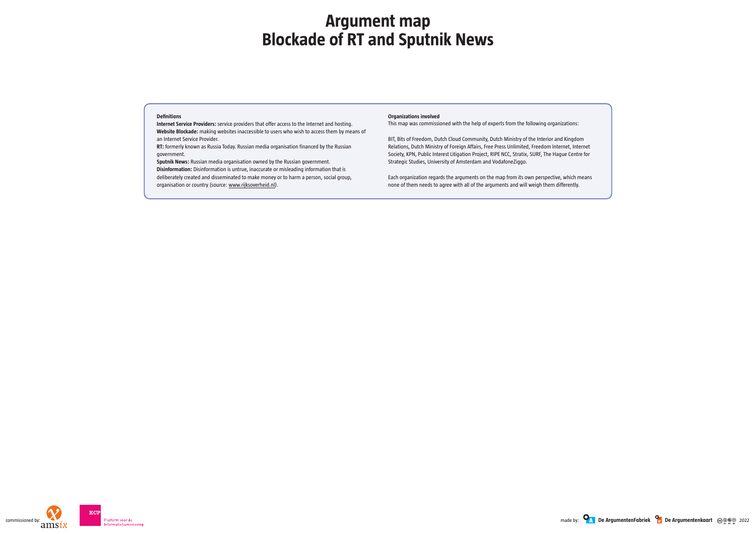# Argument map
# Blockade of RT and Sputnik News

**Definitions**

**Internet Service Providers:** service providers that offer access to the Internet and hosting.
**Website Blockade:** making websites inaccessible to users who wish to access them by means of an Internet Service Provider.
**RT:** formerly known as Russia Today. Russian media organisation financed by the Russian government.
**Sputnik News:** Russian media organisation owned by the Russian government.
**Disinformation:** Disinformation is untrue, inaccurate or misleading information that is deliberately created and disseminated to make money or to harm a person, social group, organisation or country (source: www.rijksoverheid.nl).

**Organizations involved**

This map was commissioned with the help of experts from the following organizations:

BIT, Bits of Freedom, Dutch Cloud Community, Dutch Ministry of the Interior and Kingdom Relations, Dutch Ministry of Foreign Affairs, Free Press Unlimited, Freedom Internet, Internet Society, KPN, Public Interest Litigation Project, RIPE NCC, Stratix, SURF, The Hague Centre for Strategic Studies, University of Amsterdam and VodafoneZiggo.

Each organization regards the arguments on the map from its own perspective, which means none of them needs to agree with all of the arguments and will weigh them differently.

commissioned by: amsix ECP Platform voor de InformatieSamenleving

made by: De ArgumentenFabriek De Argumentenkaart 2022